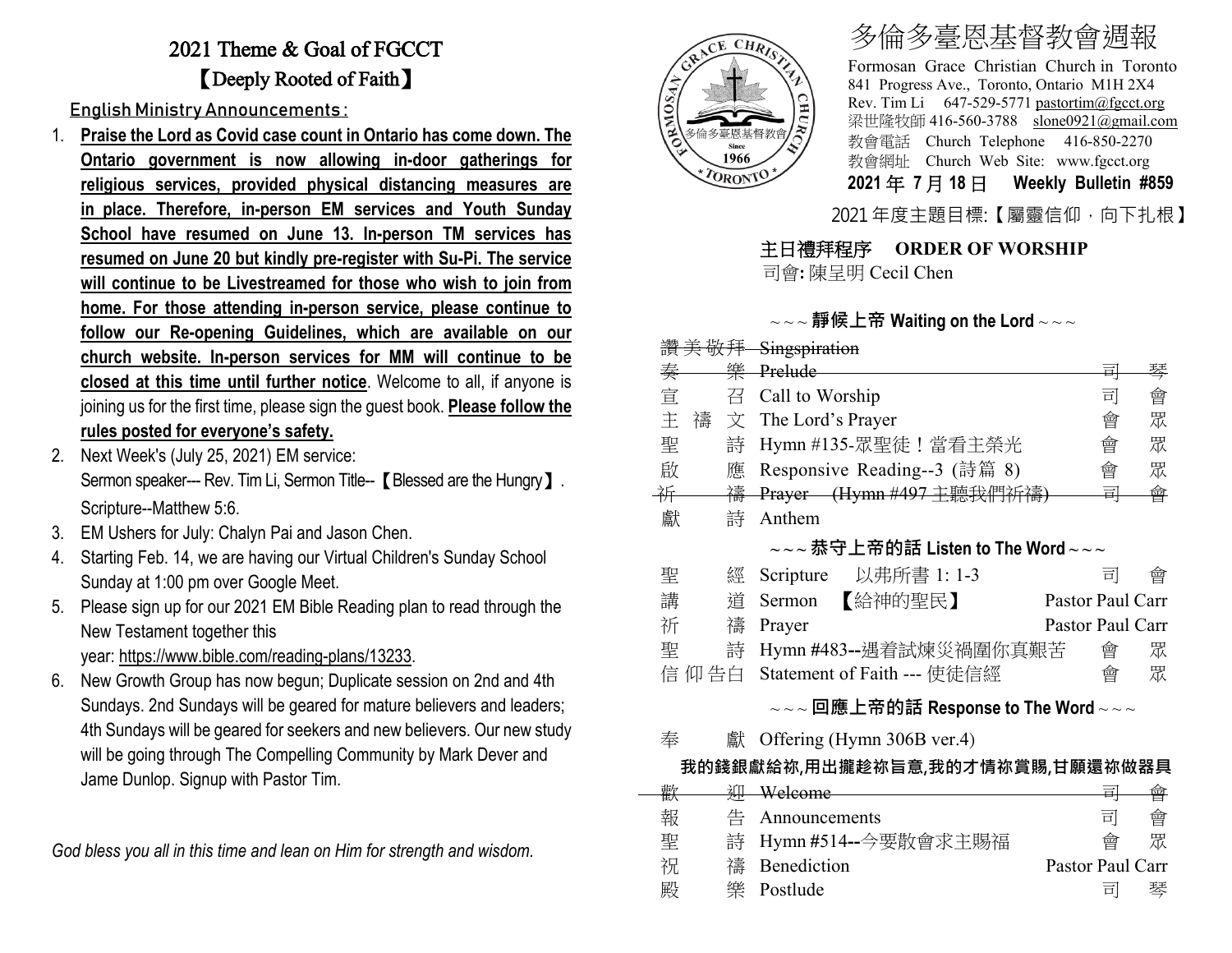# 2021 Theme & Goal of FGCCT

## 【Deeply Rooted of Faith】

English Ministry Announcements：

1. **Praise the Lord as Covid case count in Ontario has come down. The Ontario government is now allowing in-door gatherings for religious services, provided physical distancing measures are in place. Therefore, in-person EM services and Youth Sunday School have resumed on June 13. In-person TM services has resumed on June 20 but kindly pre-register with Su-Pi. The service will continue to be Livestreamed for those who wish to join from home. For those attending in-person service, please continue to follow our Re-opening Guidelines, which are available on our church website. In-person services for MM will continue to be closed at this time until further notice**. Welcome to all, if anyone is joining us for the first time, please sign the guest book. **Please follow the rules posted for everyone's safety.**
2. Next Week's (July 25, 2021) EM service: Sermon speaker--- Rev. Tim Li, Sermon Title--【Blessed are the Hungry】. Scripture--Matthew 5:6.
3. EM Ushers for July: Chalyn Pai and Jason Chen.
4. Starting Feb. 14, we are having our Virtual Children's Sunday School Sunday at 1:00 pm over Google Meet.
5. Please sign up for our 2021 EM Bible Reading plan to read through the New Testament together this year: https://www.bible.com/reading-plans/13233.
6. New Growth Group has now begun; Duplicate session on 2nd and 4th Sundays. 2nd Sundays will be geared for mature believers and leaders; 4th Sundays will be geared for seekers and new believers. Our new study will be going through The Compelling Community by Mark Dever and Jame Dunlop. Signup with Pastor Tim.

*God bless you all in this time and lean on Him for strength and wisdom.*

# 多倫多臺恩基督教會週報

Formosan Grace Christian Church in Toronto
841 Progress Ave., Toronto, Ontario M1H 2X4
Rev. Tim Li 647-529-5771 pastortim@fgcct.org
梁世隆牧師 416-560-3788 slone0921@gmail.com
教會電話 Church Telephone 416-850-2270
教會網址 Church Web Site: www.fgcct.org

**2021 年 7 月 18 日 Weekly Bulletin #859**

2021 年度主題目標:【屬靈信仰，向下扎根】

## 主日禮拜程序 ORDER OF WORSHIP

司會: 陳呈明 Cecil Chen

### ~~~ 靜候上帝 Waiting on the Lord ~~~

| | | |
|---|---|---|
| ~~讚美敬拜~~ | ~~Singspiration~~ | |
| ~~奏 樂~~ | ~~Prelude~~ | ~~司 琴~~ |
| 宣 召 | Call to Worship | 司 會 |
| 主禱文 | The Lord's Prayer | 會 眾 |
| 聖 詩 | Hymn #135-眾聖徒！當看主榮光 | 會 眾 |
| 啟 應 | Responsive Reading--3 (詩篇 8) | 會 眾 |
| ~~祈 禱~~ | ~~Prayer (Hymn #497 主聽我們祈禱)~~ | ~~司 會~~ |
| 獻 詩 | Anthem | |

### ~~~ 恭守上帝的話 Listen to The Word ~~~

| | | |
|---|---|---|
| 聖 經 | Scripture 以弗所書 1: 1-3 | 司 會 |
| 講 道 | Sermon 【給神的聖民】 | Pastor Paul Carr |
| 祈 禱 | Prayer | Pastor Paul Carr |
| 聖 詩 | Hymn #483--遇着試煉災禍圍你真艱苦 | 會 眾 |
| 信仰告白 | Statement of Faith --- 使徒信經 | 會 眾 |

### ~~~ 回應上帝的話 Response to The Word ~~~

| | | |
|---|---|---|
| 奉 獻 | Offering (Hymn 306B ver.4) | |

**我的錢銀獻給祢,用出攏趁祢旨意,我的才情祢賞賜,甘願還祢做器具**

| | | |
|---|---|---|
| ~~歡 迎~~ | ~~Welcome~~ | ~~司 會~~ |
| 報 告 | Announcements | 司 會 |
| 聖 詩 | Hymn #514--今要散會求主賜福 | 會 眾 |
| 祝 禱 | Benediction | Pastor Paul Carr |
| 殿 樂 | Postlude | 司 琴 |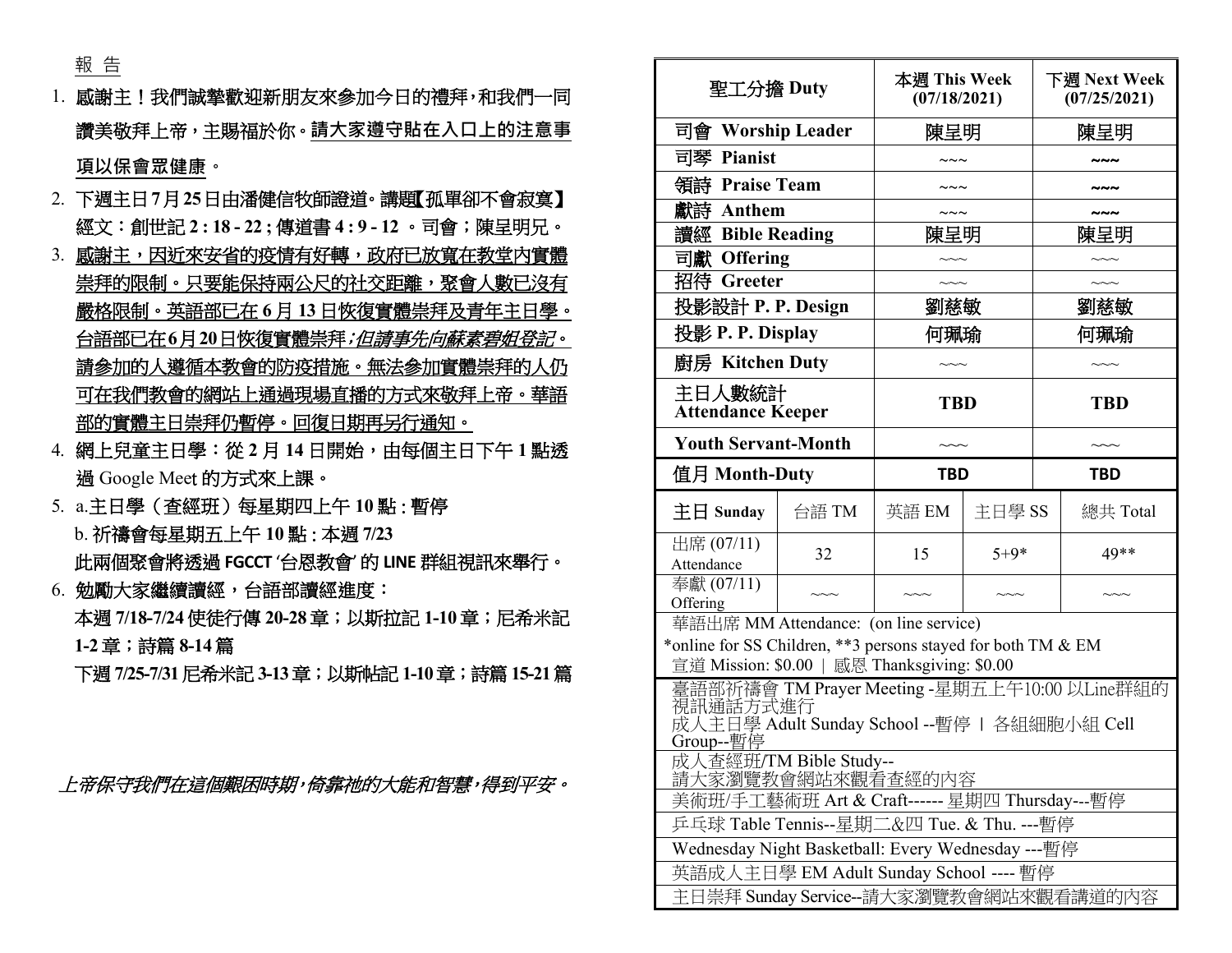報 告

1. **感謝主！我們誠摯歡迎新朋友來參加今日的禮拜，和我們一同讚美敬拜上帝，主賜福於你。<u>請大家遵守貼在入口上的注意事項以保會眾健康</u>。**
2. **下週主日 7 月 25 日由潘健信牧師證道。講題【孤單卻不會寂寞】經文：創世記 2 : 18 - 22 ; 傳道書 4 : 9 - 12 。司會；陳呈明兄。**
3. **<u>感謝主，因近來安省的疫情有好轉，政府已放寬在教堂內實體崇拜的限制。只要能保持兩公尺的社交距離，聚會人數已沒有嚴格限制。英語部已在 6 月 13 日恢復實體崇拜及青年主日學。台語部已在6月20日恢復實體崇拜;*但請事先向蘇素碧姐登記*。請參加的人遵循本教會的防疫措施。無法參加實體崇拜的人仍可在我們教會的網站上通過現場直播的方式來敬拜上帝。華語部的實體主日崇拜仍暫停。回復日期再另行通知。</u>**
4. **網上兒童主日學：從 2 月 14 日開始，由每個主日下午 1 點透過** Google Meet **的方式來上課。**
5. **a.主日學（查經班）每星期四上午 10 點 : 暫停**
   **b. 祈禱會每星期五上午 10 點 : 本週 7/23**
   **此兩個聚會將透過 FGCCT '台恩教會' 的 LINE 群組視訊來舉行。**
6. **勉勵大家繼續讀經，台語部讀經進度：**
   **本週 7/18-7/24 使徒行傳 20-28 章；以斯拉記 1-10 章；尼希米記 1-2 章；詩篇 8-14 篇**
   **下週 7/25-7/31 尼希米記 3-13 章；以斯帖記 1-10 章；詩篇 15-21 篇**

*上帝保守我們在這個艱困時期，倚靠祂的大能和智慧，得到平安。*

| 聖工分擔 Duty | 本週 This Week (07/18/2021) | 下週 Next Week (07/25/2021) |
|---|---|---|
| 司會 Worship Leader | 陳呈明 | 陳呈明 |
| 司琴 Pianist | ~~~ | ~~~ |
| 領詩 Praise Team | ~~~ | ~~~ |
| 獻詩 Anthem | ~~~ | ~~~ |
| 讀經 Bible Reading | 陳呈明 | 陳呈明 |
| 司獻 Offering | ~~~ | ~~~ |
| 招待 Greeter | ~~~ | ~~~ |
| 投影設計 P. P. Design | 劉慈敏 | 劉慈敏 |
| 投影 P. P. Display | 何珮瑜 | 何珮瑜 |
| 廚房 Kitchen Duty | ~~~ | ~~~ |
| 主日人數統計 Attendance Keeper | TBD | TBD |
| Youth Servant-Month | ~~~ | ~~~ |
| 值月 Month-Duty | TBD | TBD |

| 主日 Sunday | 台語 TM | 英語 EM | 主日學 SS | 總共 Total |
|---|---|---|---|---|
| 出席 (07/11) Attendance | 32 | 15 | 5+9* | 49** |
| 奉獻 (07/11) Offering | ~~~ | ~~~ | ~~~ | ~~~ |

華語出席 MM Attendance: (on line service)

*online for SS Children, **3 persons stayed for both TM & EM

宣道 Mission: $0.00 | 感恩 Thanksgiving: $0.00

臺語部祈禱會 TM Prayer Meeting -星期五上午10:00 以Line群組的視訊通話方式進行

成人主日學 Adult Sunday School --暫停 | 各組細胞小組 Cell Group--暫停

成人查經班/TM Bible Study--請大家瀏覽教會網站來觀看查經的內容

美術班/手工藝術班 Art & Craft------ 星期四 Thursday---暫停

乒乓球 Table Tennis--星期二&四 Tue. & Thu. ---暫停

Wednesday Night Basketball: Every Wednesday ---暫停

英語成人主日學 EM Adult Sunday School ---- 暫停

主日崇拜 Sunday Service--請大家瀏覽教會網站來觀看講道的內容